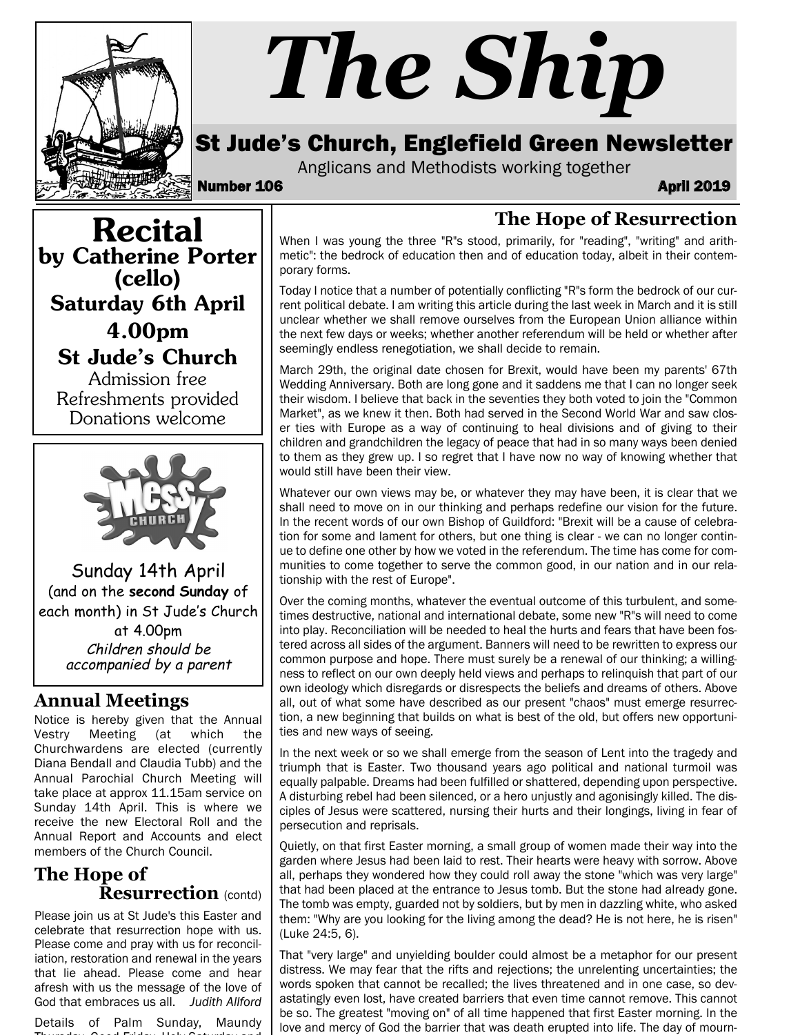# The Ship

## St Jude's Church, Englefield Green Newsletter

Anglicans and Methodists working together

**Number 106** **April 2019**

## Recital
### by Catherine Porter (cello)
### Saturday 6th April
### 4.00pm
### St Jude's Church

Admission free
Refreshments provided
Donations welcome

---

Messy Church

Sunday 14th April
(and on the **second Sunday** of each month) in St Jude's Church at 4.00pm

*Children should be accompanied by a parent*

---

## Annual Meetings

Notice is hereby given that the Annual Vestry Meeting (at which the Churchwardens are elected (currently Diana Bendall and Claudia Tubb) and the Annual Parochial Church Meeting will take place at approx 11.15am service on Sunday 14th April. This is where we receive the new Electoral Roll and the Annual Report and Accounts and elect members of the Church Council.

## The Hope of Resurrection

When I was young the three "R"s stood, primarily, for "reading", "writing" and arithmetic": the bedrock of education then and of education today, albeit in their contemporary forms.

Today I notice that a number of potentially conflicting "R"s form the bedrock of our current political debate. I am writing this article during the last week in March and it is still unclear whether we shall remove ourselves from the European Union alliance within the next few days or weeks; whether another referendum will be held or whether after seemingly endless renegotiation, we shall decide to remain.

March 29th, the original date chosen for Brexit, would have been my parents' 67th Wedding Anniversary. Both are long gone and it saddens me that I can no longer seek their wisdom. I believe that back in the seventies they both voted to join the "Common Market", as we knew it then. Both had served in the Second World War and saw closer ties with Europe as a way of continuing to heal divisions and of giving to their children and grandchildren the legacy of peace that had in so many ways been denied to them as they grew up. I so regret that I have now no way of knowing whether that would still have been their view.

Whatever our own views may be, or whatever they may have been, it is clear that we shall need to move on in our thinking and perhaps redefine our vision for the future. In the recent words of our own Bishop of Guildford: "Brexit will be a cause of celebration for some and lament for others, but one thing is clear - we can no longer continue to define one other by how we voted in the referendum. The time has come for communities to come together to serve the common good, in our nation and in our relationship with the rest of Europe".

Over the coming months, whatever the eventual outcome of this turbulent, and sometimes destructive, national and international debate, some new "R"s will need to come into play. Reconciliation will be needed to heal the hurts and fears that have been fostered across all sides of the argument. Banners will need to be rewritten to express our common purpose and hope. There must surely be a renewal of our thinking; a willingness to reflect on our own deeply held views and perhaps to relinquish that part of our own ideology which disregards or disrespects the beliefs and dreams of others. Above all, out of what some have described as our present "chaos" must emerge resurrection, a new beginning that builds on what is best of the old, but offers new opportunities and new ways of seeing.

In the next week or so we shall emerge from the season of Lent into the tragedy and triumph that is Easter. Two thousand years ago political and national turmoil was equally palpable. Dreams had been fulfilled or shattered, depending upon perspective. A disturbing rebel had been silenced, or a hero unjustly and agonisingly killed. The disciples of Jesus were scattered, nursing their hurts and their longings, living in fear of persecution and reprisals.

Quietly, on that first Easter morning, a small group of women made their way into the garden where Jesus had been laid to rest. Their hearts were heavy with sorrow. Above all, perhaps they wondered how they could roll away the stone "which was very large" that had been placed at the entrance to Jesus tomb. But the stone had already gone. The tomb was empty, guarded not by soldiers, but by men in dazzling white, who asked them: "Why are you looking for the living among the dead? He is not here, he is risen" (Luke 24:5, 6).

That "very large" and unyielding boulder could almost be a metaphor for our present distress. We may fear that the rifts and rejections; the unrelenting uncertainties; the words spoken that cannot be recalled; the lives threatened and in one case, so devastatingly even lost, have created barriers that even time cannot remove. This cannot be so. The greatest "moving on" of all time happened that first Easter morning. In the love and mercy of God the barrier that was death erupted into life. The day of mourn-

## The Hope of Resurrection (contd)

Please join us at St Jude's this Easter and celebrate that resurrection hope with us. Please come and pray with us for reconciliation, restoration and renewal in the years that lie ahead. Please come and hear afresh with us the message of the love of God that embraces us all. *Judith Allford*

Details of Palm Sunday, Maundy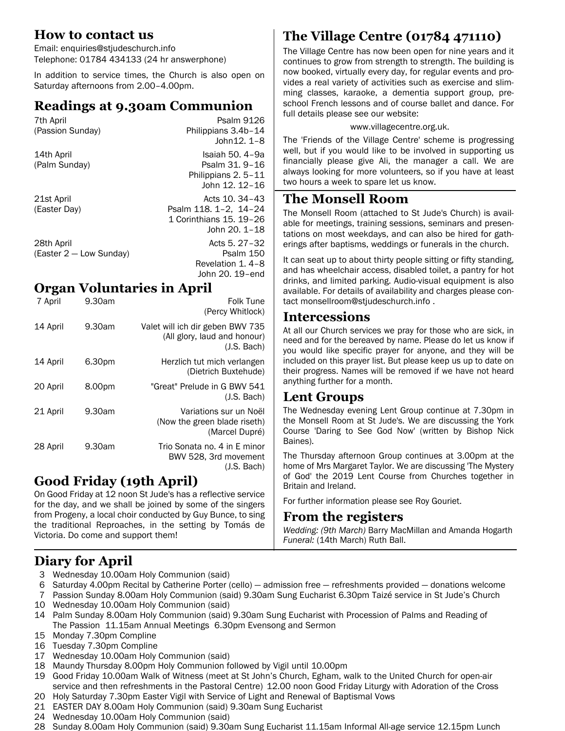## How to contact us

Email: enquiries@stjudeschurch.info
Telephone: 01784 434133 (24 hr answerphone)

In addition to service times, the Church is also open on Saturday afternoons from 2.00–4.00pm.

## Readings at 9.30am Communion

| | |
|---|---|
| 7th April (Passion Sunday) | Psalm 9126<br>Philippians 3.4b–14<br>John12. 1–8 |
| 14th April (Palm Sunday) | Isaiah 50. 4–9a<br>Psalm 31. 9–16<br>Philippians 2. 5–11<br>John 12. 12–16 |
| 21st April (Easter Day) | Acts 10. 34–43<br>Psalm 118. 1–2, 14–24<br>1 Corinthians 15. 19–26<br>John 20. 1–18 |
| 28th April (Easter 2 — Low Sunday) | Acts 5. 27–32<br>Psalm 150<br>Revelation 1. 4–8<br>John 20. 19–end |

## Organ Voluntaries in April

| | | |
|---|---|---|
| 7 April | 9.30am | Folk Tune (Percy Whitlock) |
| 14 April | 9.30am | Valet will ich dir geben BWV 735 (All glory, laud and honour) (J.S. Bach) |
| 14 April | 6.30pm | Herzlich tut mich verlangen (Dietrich Buxtehude) |
| 20 April | 8.00pm | "Great" Prelude in G BWV 541 (J.S. Bach) |
| 21 April | 9.30am | Variations sur un Noël (Now the green blade riseth) (Marcel Dupré) |
| 28 April | 9.30am | Trio Sonata no. 4 in E minor BWV 528, 3rd movement (J.S. Bach) |

## Good Friday (19th April)

On Good Friday at 12 noon St Jude's has a reflective service for the day, and we shall be joined by some of the singers from Progeny, a local choir conducted by Guy Bunce, to sing the traditional Reproaches, in the setting by Tomás de Victoria. Do come and support them!

## The Village Centre (01784 471110)

The Village Centre has now been open for nine years and it continues to grow from strength to strength. The building is now booked, virtually every day, for regular events and provides a real variety of activities such as exercise and slimming classes, karaoke, a dementia support group, pre-school French lessons and of course ballet and dance. For full details please see our website:

www.villagecentre.org.uk.

The 'Friends of the Village Centre' scheme is progressing well, but if you would like to be involved in supporting us financially please give Ali, the manager a call. We are always looking for more volunteers, so if you have at least two hours a week to spare let us know.

## The Monsell Room

The Monsell Room (attached to St Jude's Church) is available for meetings, training sessions, seminars and presentations on most weekdays, and can also be hired for gatherings after baptisms, weddings or funerals in the church.

It can seat up to about thirty people sitting or fifty standing, and has wheelchair access, disabled toilet, a pantry for hot drinks, and limited parking. Audio-visual equipment is also available. For details of availability and charges please contact monsellroom@stjudeschurch.info .

## Intercessions

At all our Church services we pray for those who are sick, in need and for the bereaved by name. Please do let us know if you would like specific prayer for anyone, and they will be included on this prayer list. But please keep us up to date on their progress. Names will be removed if we have not heard anything further for a month.

## Lent Groups

The Wednesday evening Lent Group continue at 7.30pm in the Monsell Room at St Jude's. We are discussing the York Course 'Daring to See God Now' (written by Bishop Nick Baines).

The Thursday afternoon Group continues at 3.00pm at the home of Mrs Margaret Taylor. We are discussing 'The Mystery of God' the 2019 Lent Course from Churches together in Britain and Ireland.

For further information please see Roy Gouriet.

## From the registers

*Wedding: (9th March)* Barry MacMillan and Amanda Hogarth
*Funeral:* (14th March) Ruth Ball.

## Diary for April

3 Wednesday 10.00am Holy Communion (said)
6 Saturday 4.00pm Recital by Catherine Porter (cello) — admission free — refreshments provided — donations welcome
7 Passion Sunday 8.00am Holy Communion (said) 9.30am Sung Eucharist 6.30pm Taizé service in St Jude's Church
10 Wednesday 10.00am Holy Communion (said)
14 Palm Sunday 8.00am Holy Communion (said) 9.30am Sung Eucharist with Procession of Palms and Reading of The Passion 11.15am Annual Meetings 6.30pm Evensong and Sermon
15 Monday 7.30pm Compline
16 Tuesday 7.30pm Compline
17 Wednesday 10.00am Holy Communion (said)
18 Maundy Thursday 8.00pm Holy Communion followed by Vigil until 10.00pm
19 Good Friday 10.00am Walk of Witness (meet at St John's Church, Egham, walk to the United Church for open-air service and then refreshments in the Pastoral Centre) 12.00 noon Good Friday Liturgy with Adoration of the Cross
20 Holy Saturday 7.30pm Easter Vigil with Service of Light and Renewal of Baptismal Vows
21 EASTER DAY 8.00am Holy Communion (said) 9.30am Sung Eucharist
24 Wednesday 10.00am Holy Communion (said)
28 Sunday 8.00am Holy Communion (said) 9.30am Sung Eucharist 11.15am Informal All-age service 12.15pm Lunch